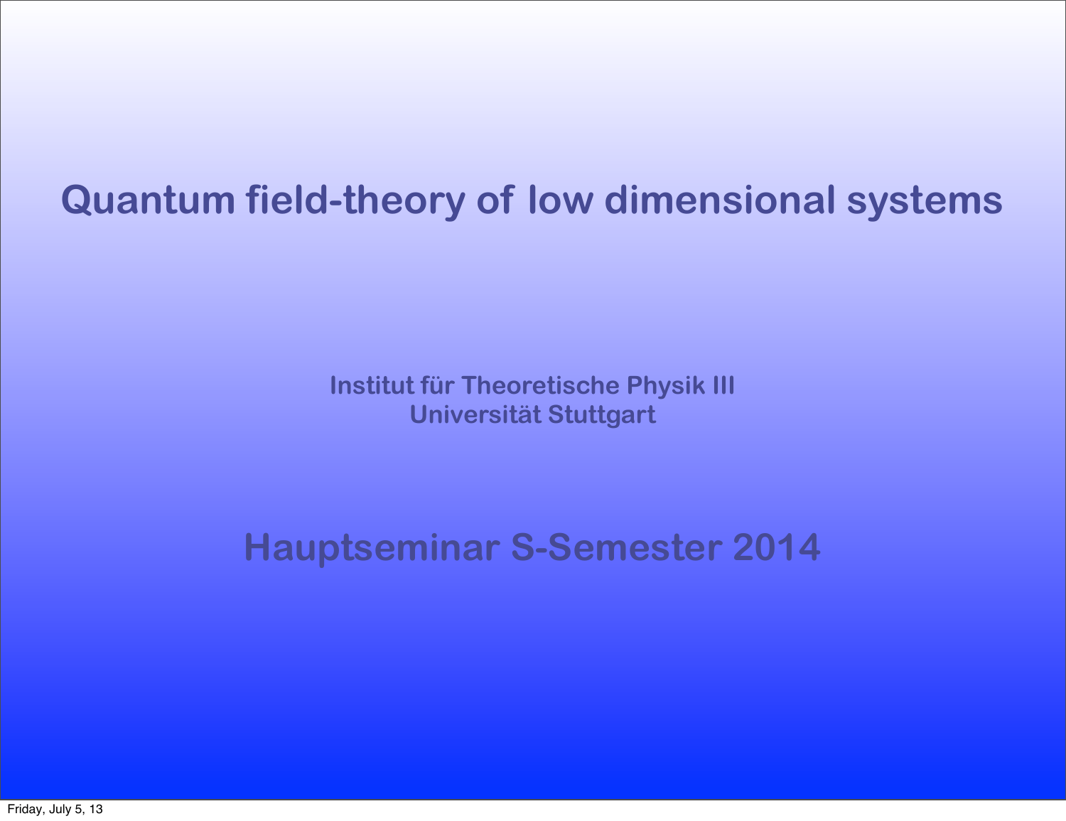# Quantum field-theory of low dimensional systems

**Institut für Theoretische Physik III**
**Universität Stuttgart**

## Hauptseminar S-Semester 2014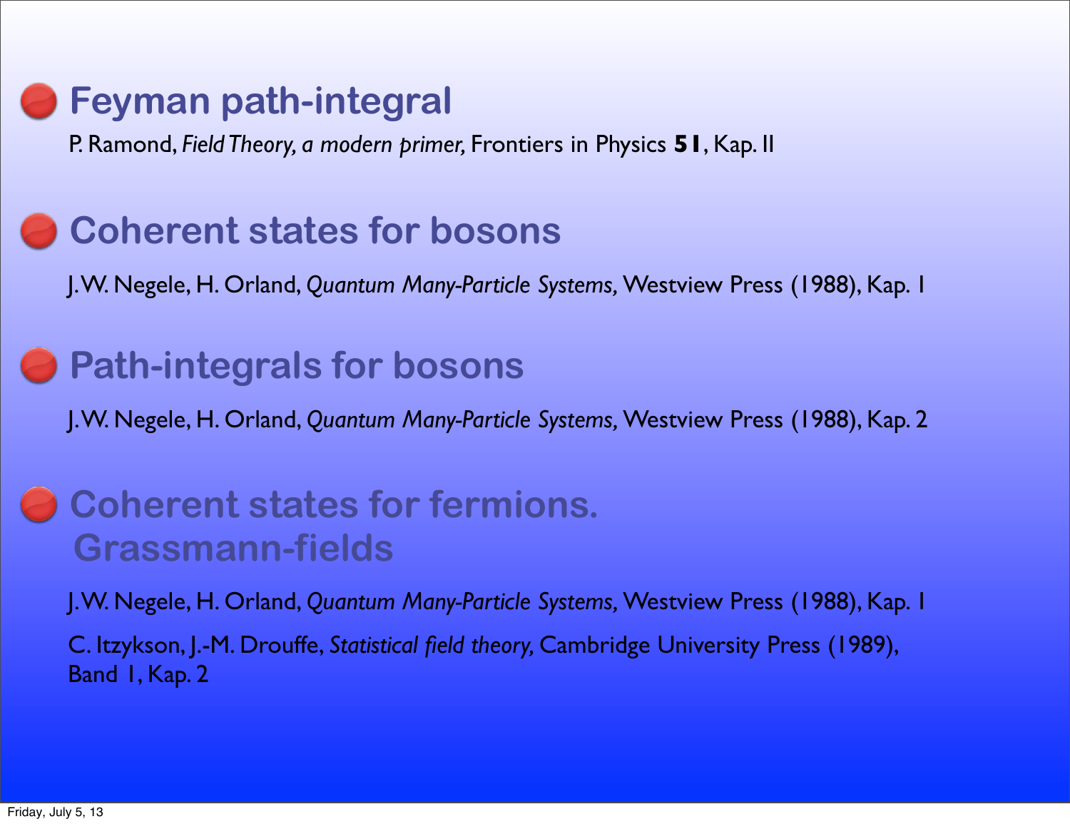## Feyman path-integral

P. Ramond, *Field Theory, a modern primer,* Frontiers in Physics **51**, Kap. II

## Coherent states for bosons

J.W. Negele, H. Orland, *Quantum Many-Particle Systems,* Westview Press (1988), Kap. 1

## Path-integrals for bosons

J.W. Negele, H. Orland, *Quantum Many-Particle Systems,* Westview Press (1988), Kap. 2

## Coherent states for fermions. Grassmann-fields

J.W. Negele, H. Orland, *Quantum Many-Particle Systems,* Westview Press (1988), Kap. 1

C. Itzykson, J.-M. Drouffe, *Statistical field theory,* Cambridge University Press (1989), Band 1, Kap. 2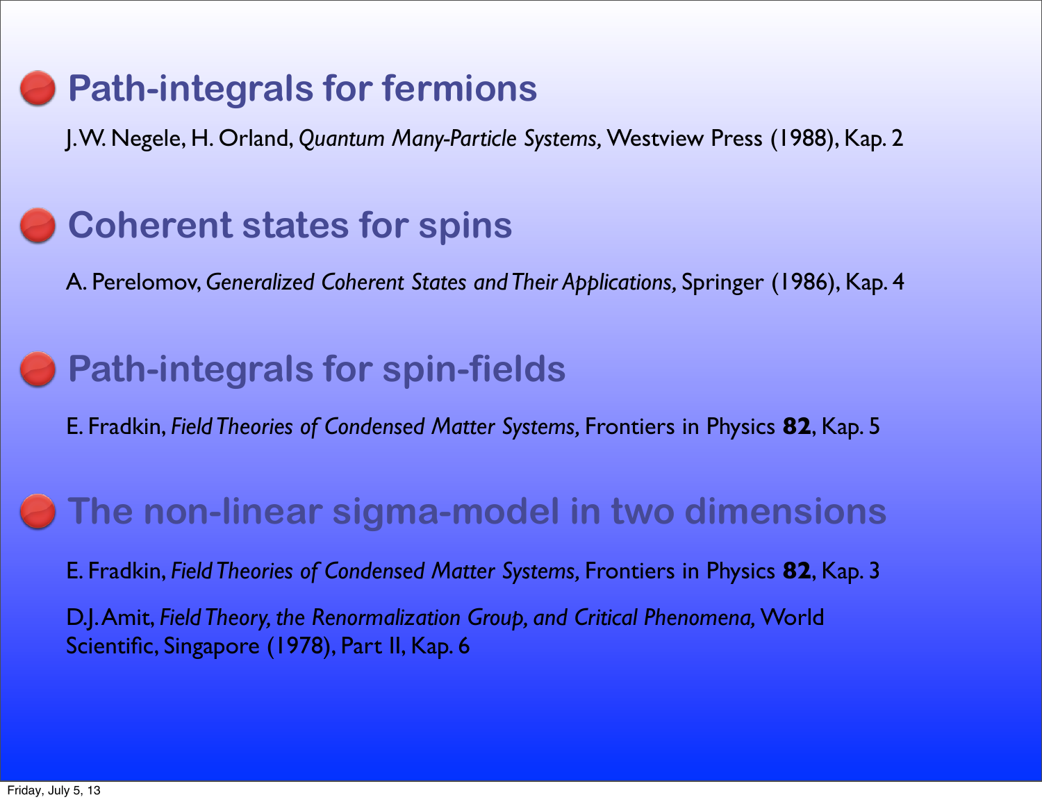## Path-integrals for fermions

J.W. Negele, H. Orland, *Quantum Many-Particle Systems,* Westview Press (1988), Kap. 2

## Coherent states for spins

A. Perelomov, *Generalized Coherent States and Their Applications,* Springer (1986), Kap. 4

## Path-integrals for spin-fields

E. Fradkin, *Field Theories of Condensed Matter Systems,* Frontiers in Physics **82**, Kap. 5

## The non-linear sigma-model in two dimensions

E. Fradkin, *Field Theories of Condensed Matter Systems,* Frontiers in Physics **82**, Kap. 3

D.J. Amit, *Field Theory, the Renormalization Group, and Critical Phenomena,* World Scientific, Singapore (1978), Part II, Kap. 6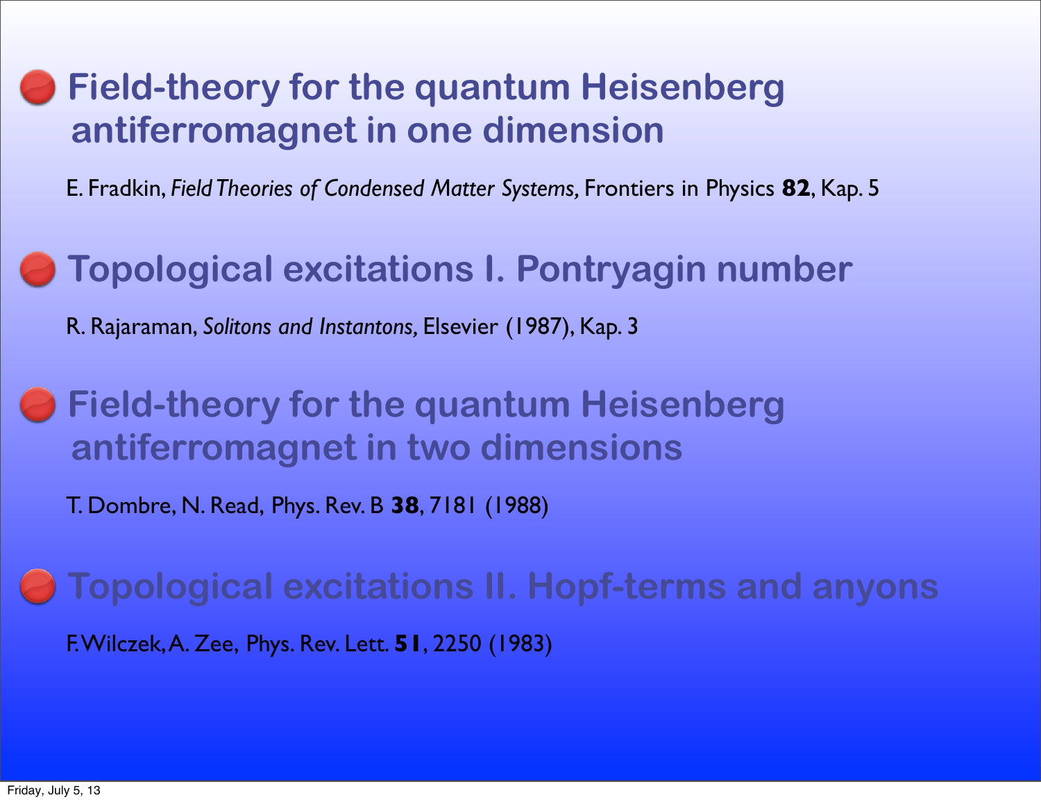- **Field-theory for the quantum Heisenberg antiferromagnet in one dimension**

  E. Fradkin, *Field Theories of Condensed Matter Systems,* Frontiers in Physics **82**, Kap. 5

- **Topological excitations I. Pontryagin number**

  R. Rajaraman, *Solitons and Instantons,* Elsevier (1987), Kap. 3

- **Field-theory for the quantum Heisenberg antiferromagnet in two dimensions**

  T. Dombre, N. Read, Phys. Rev. B **38**, 7181 (1988)

- **Topological excitations II. Hopf-terms and anyons**

  F. Wilczek, A. Zee, Phys. Rev. Lett. **51**, 2250 (1983)